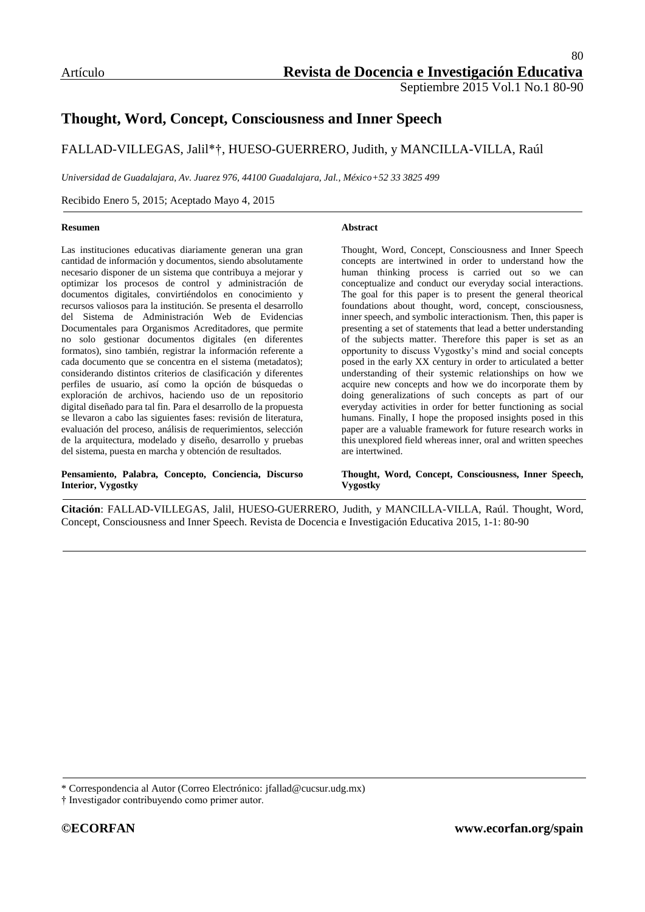Artículo

# Thought, Word, Concept, Consciousness and Inner Speech

FALLAD-VILLEGAS, Jalil*†, HUESO-GUERRERO, Judith, y MANCILLA-VILLA, Raúl

*Universidad de Guadalajara, Av. Juarez 976, 44100 Guadalajara, Jal., México+52 33 3825 499*

Recibido Enero 5, 2015; Aceptado Mayo 4, 2015

**Resumen**

Las instituciones educativas diariamente generan una gran cantidad de información y documentos, siendo absolutamente necesario disponer de un sistema que contribuya a mejorar y optimizar los procesos de control y administración de documentos digitales, convirtiéndolos en conocimiento y recursos valiosos para la institución. Se presenta el desarrollo del Sistema de Administración Web de Evidencias Documentales para Organismos Acreditadores, que permite no solo gestionar documentos digitales (en diferentes formatos), sino también, registrar la información referente a cada documento que se concentra en el sistema (metadatos); considerando distintos criterios de clasificación y diferentes perfiles de usuario, así como la opción de búsquedas o exploración de archivos, haciendo uso de un repositorio digital diseñado para tal fin. Para el desarrollo de la propuesta se llevaron a cabo las siguientes fases: revisión de literatura, evaluación del proceso, análisis de requerimientos, selección de la arquitectura, modelado y diseño, desarrollo y pruebas del sistema, puesta en marcha y obtención de resultados.

**Pensamiento, Palabra, Concepto, Conciencia, Discurso Interior, Vygostky**

**Abstract**

Thought, Word, Concept, Consciousness and Inner Speech concepts are intertwined in order to understand how the human thinking process is carried out so we can conceptualize and conduct our everyday social interactions. The goal for this paper is to present the general theorical foundations about thought, word, concept, consciousness, inner speech, and symbolic interactionism. Then, this paper is presenting a set of statements that lead a better understanding of the subjects matter. Therefore this paper is set as an opportunity to discuss Vygostky's mind and social concepts posed in the early XX century in order to articulated a better understanding of their systemic relationships on how we acquire new concepts and how we do incorporate them by doing generalizations of such concepts as part of our everyday activities in order for better functioning as social humans. Finally, I hope the proposed insights posed in this paper are a valuable framework for future research works in this unexplored field whereas inner, oral and written speeches are intertwined.

**Thought, Word, Concept, Consciousness, Inner Speech, Vygostky**

**Citación**: FALLAD-VILLEGAS, Jalil, HUESO-GUERRERO, Judith, y MANCILLA-VILLA, Raúl. Thought, Word, Concept, Consciousness and Inner Speech. Revista de Docencia e Investigación Educativa 2015, 1-1: 80-90

\* Correspondencia al Autor (Correo Electrónico: jfallad@cucsur.udg.mx)

† Investigador contribuyendo como primer autor.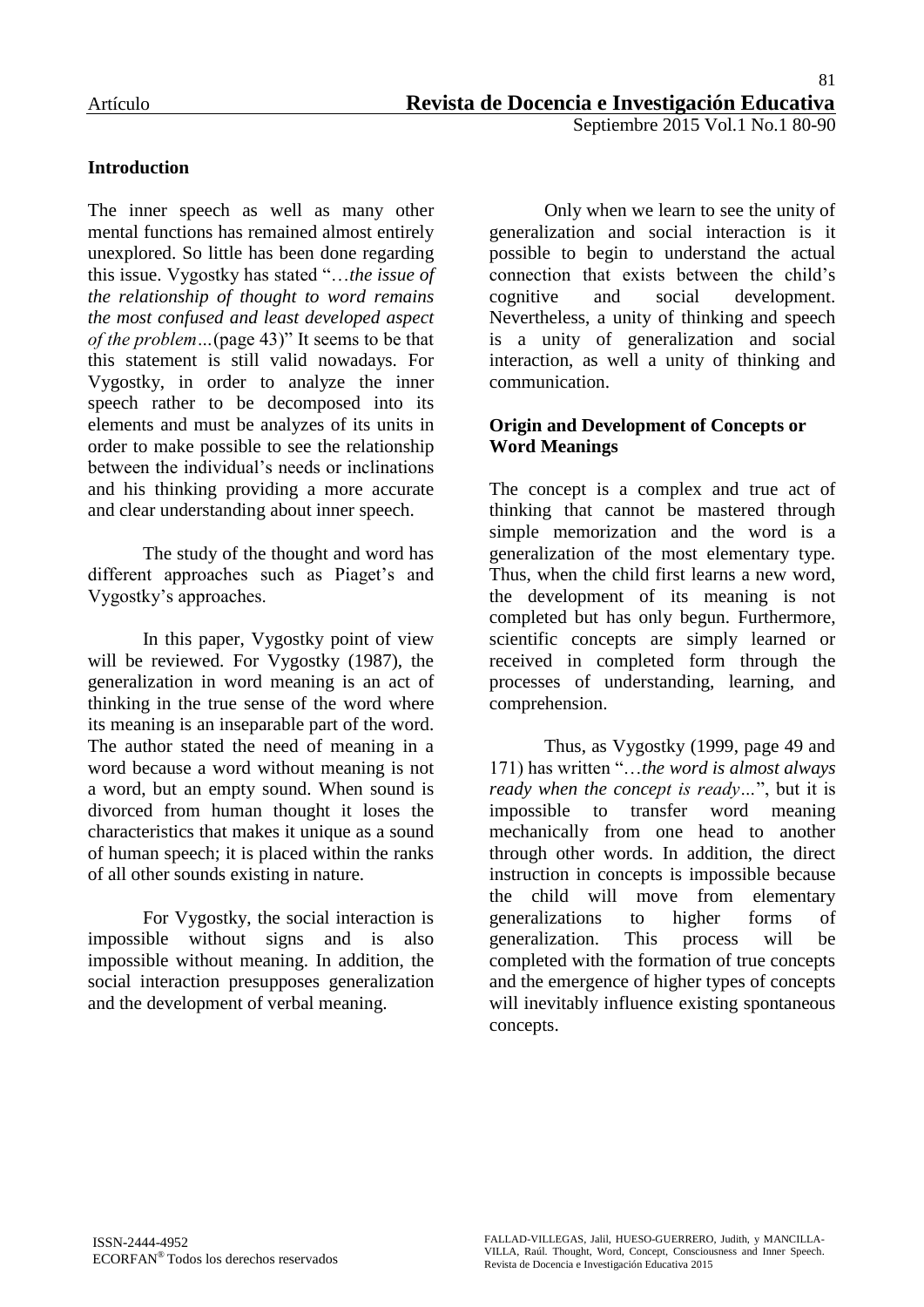## Introduction

The inner speech as well as many other mental functions has remained almost entirely unexplored. So little has been done regarding this issue. Vygostky has stated "…*the issue of the relationship of thought to word remains the most confused and least developed aspect of the problem…*(page 43)" It seems to be that this statement is still valid nowadays. For Vygostky, in order to analyze the inner speech rather to be decomposed into its elements and must be analyzes of its units in order to make possible to see the relationship between the individual's needs or inclinations and his thinking providing a more accurate and clear understanding about inner speech.

The study of the thought and word has different approaches such as Piaget's and Vygostky's approaches.

In this paper, Vygostky point of view will be reviewed. For Vygostky (1987), the generalization in word meaning is an act of thinking in the true sense of the word where its meaning is an inseparable part of the word. The author stated the need of meaning in a word because a word without meaning is not a word, but an empty sound. When sound is divorced from human thought it loses the characteristics that makes it unique as a sound of human speech; it is placed within the ranks of all other sounds existing in nature.

For Vygostky, the social interaction is impossible without signs and is also impossible without meaning. In addition, the social interaction presupposes generalization and the development of verbal meaning.

Only when we learn to see the unity of generalization and social interaction is it possible to begin to understand the actual connection that exists between the child's cognitive and social development. Nevertheless, a unity of thinking and speech is a unity of generalization and social interaction, as well a unity of thinking and communication.

## Origin and Development of Concepts or Word Meanings

The concept is a complex and true act of thinking that cannot be mastered through simple memorization and the word is a generalization of the most elementary type. Thus, when the child first learns a new word, the development of its meaning is not completed but has only begun. Furthermore, scientific concepts are simply learned or received in completed form through the processes of understanding, learning, and comprehension.

Thus, as Vygostky (1999, page 49 and 171) has written "…*the word is almost always ready when the concept is ready…*", but it is impossible to transfer word meaning mechanically from one head to another through other words. In addition, the direct instruction in concepts is impossible because the child will move from elementary generalizations to higher forms of generalization. This process will be completed with the formation of true concepts and the emergence of higher types of concepts will inevitably influence existing spontaneous concepts.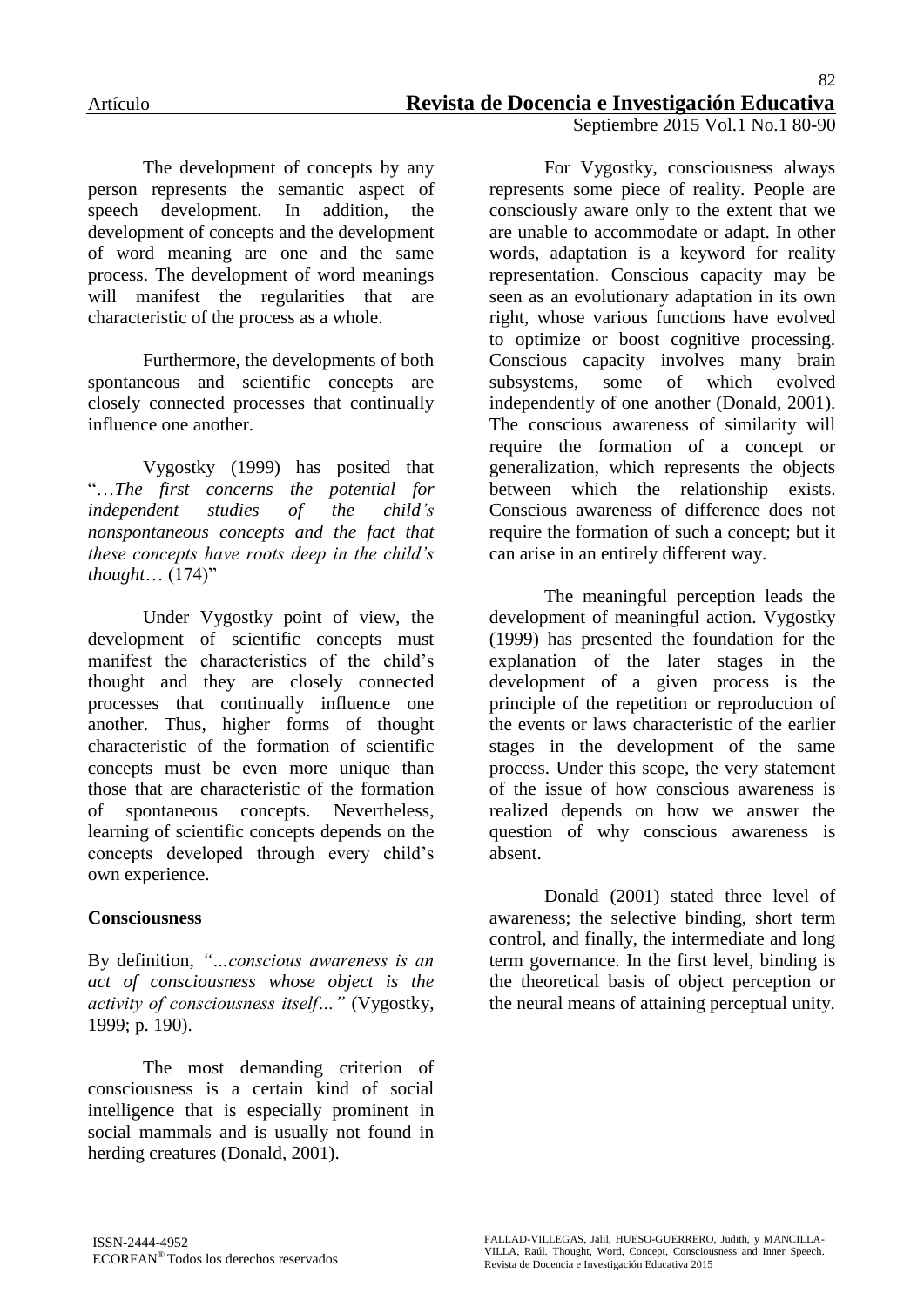The development of concepts by any person represents the semantic aspect of speech development. In addition, the development of concepts and the development of word meaning are one and the same process. The development of word meanings will manifest the regularities that are characteristic of the process as a whole.

Furthermore, the developments of both spontaneous and scientific concepts are closely connected processes that continually influence one another.

Vygostky (1999) has posited that "…*The first concerns the potential for independent studies of the child's nonspontaneous concepts and the fact that these concepts have roots deep in the child's thought*… (174)"

Under Vygostky point of view, the development of scientific concepts must manifest the characteristics of the child's thought and they are closely connected processes that continually influence one another. Thus, higher forms of thought characteristic of the formation of scientific concepts must be even more unique than those that are characteristic of the formation of spontaneous concepts. Nevertheless, learning of scientific concepts depends on the concepts developed through every child's own experience.

**Consciousness**

By definition, *"…conscious awareness is an act of consciousness whose object is the activity of consciousness itself…"* (Vygostky, 1999; p. 190).

The most demanding criterion of consciousness is a certain kind of social intelligence that is especially prominent in social mammals and is usually not found in herding creatures (Donald, 2001).

For Vygostky, consciousness always represents some piece of reality. People are consciously aware only to the extent that we are unable to accommodate or adapt. In other words, adaptation is a keyword for reality representation. Conscious capacity may be seen as an evolutionary adaptation in its own right, whose various functions have evolved to optimize or boost cognitive processing. Conscious capacity involves many brain subsystems, some of which evolved independently of one another (Donald, 2001). The conscious awareness of similarity will require the formation of a concept or generalization, which represents the objects between which the relationship exists. Conscious awareness of difference does not require the formation of such a concept; but it can arise in an entirely different way.

The meaningful perception leads the development of meaningful action. Vygostky (1999) has presented the foundation for the explanation of the later stages in the development of a given process is the principle of the repetition or reproduction of the events or laws characteristic of the earlier stages in the development of the same process. Under this scope, the very statement of the issue of how conscious awareness is realized depends on how we answer the question of why conscious awareness is absent.

Donald (2001) stated three level of awareness; the selective binding, short term control, and finally, the intermediate and long term governance. In the first level, binding is the theoretical basis of object perception or the neural means of attaining perceptual unity.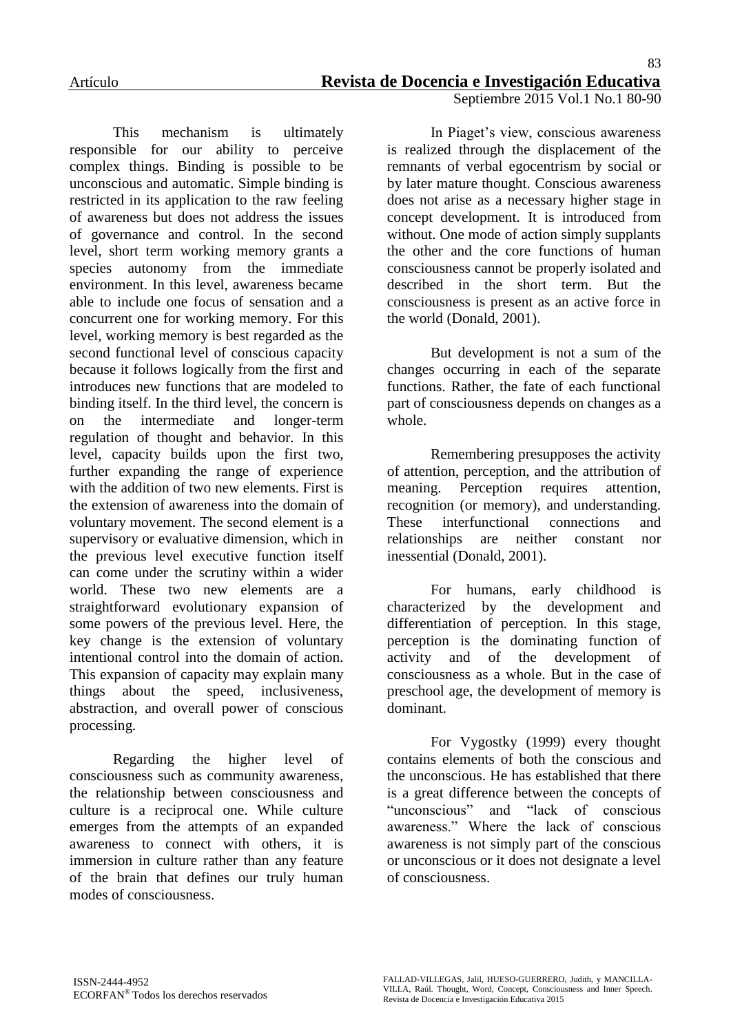This mechanism is ultimately responsible for our ability to perceive complex things. Binding is possible to be unconscious and automatic. Simple binding is restricted in its application to the raw feeling of awareness but does not address the issues of governance and control. In the second level, short term working memory grants a species autonomy from the immediate environment. In this level, awareness became able to include one focus of sensation and a concurrent one for working memory. For this level, working memory is best regarded as the second functional level of conscious capacity because it follows logically from the first and introduces new functions that are modeled to binding itself. In the third level, the concern is on the intermediate and longer-term regulation of thought and behavior. In this level, capacity builds upon the first two, further expanding the range of experience with the addition of two new elements. First is the extension of awareness into the domain of voluntary movement. The second element is a supervisory or evaluative dimension, which in the previous level executive function itself can come under the scrutiny within a wider world. These two new elements are a straightforward evolutionary expansion of some powers of the previous level. Here, the key change is the extension of voluntary intentional control into the domain of action. This expansion of capacity may explain many things about the speed, inclusiveness, abstraction, and overall power of conscious processing.

Regarding the higher level of consciousness such as community awareness, the relationship between consciousness and culture is a reciprocal one. While culture emerges from the attempts of an expanded awareness to connect with others, it is immersion in culture rather than any feature of the brain that defines our truly human modes of consciousness.

In Piaget's view, conscious awareness is realized through the displacement of the remnants of verbal egocentrism by social or by later mature thought. Conscious awareness does not arise as a necessary higher stage in concept development. It is introduced from without. One mode of action simply supplants the other and the core functions of human consciousness cannot be properly isolated and described in the short term. But the consciousness is present as an active force in the world (Donald, 2001).

But development is not a sum of the changes occurring in each of the separate functions. Rather, the fate of each functional part of consciousness depends on changes as a whole.

Remembering presupposes the activity of attention, perception, and the attribution of meaning. Perception requires attention, recognition (or memory), and understanding. These interfunctional connections and relationships are neither constant nor inessential (Donald, 2001).

For humans, early childhood is characterized by the development and differentiation of perception. In this stage, perception is the dominating function of activity and of the development of consciousness as a whole. But in the case of preschool age, the development of memory is dominant.

For Vygostky (1999) every thought contains elements of both the conscious and the unconscious. He has established that there is a great difference between the concepts of "unconscious" and "lack of conscious awareness." Where the lack of conscious awareness is not simply part of the conscious or unconscious or it does not designate a level of consciousness.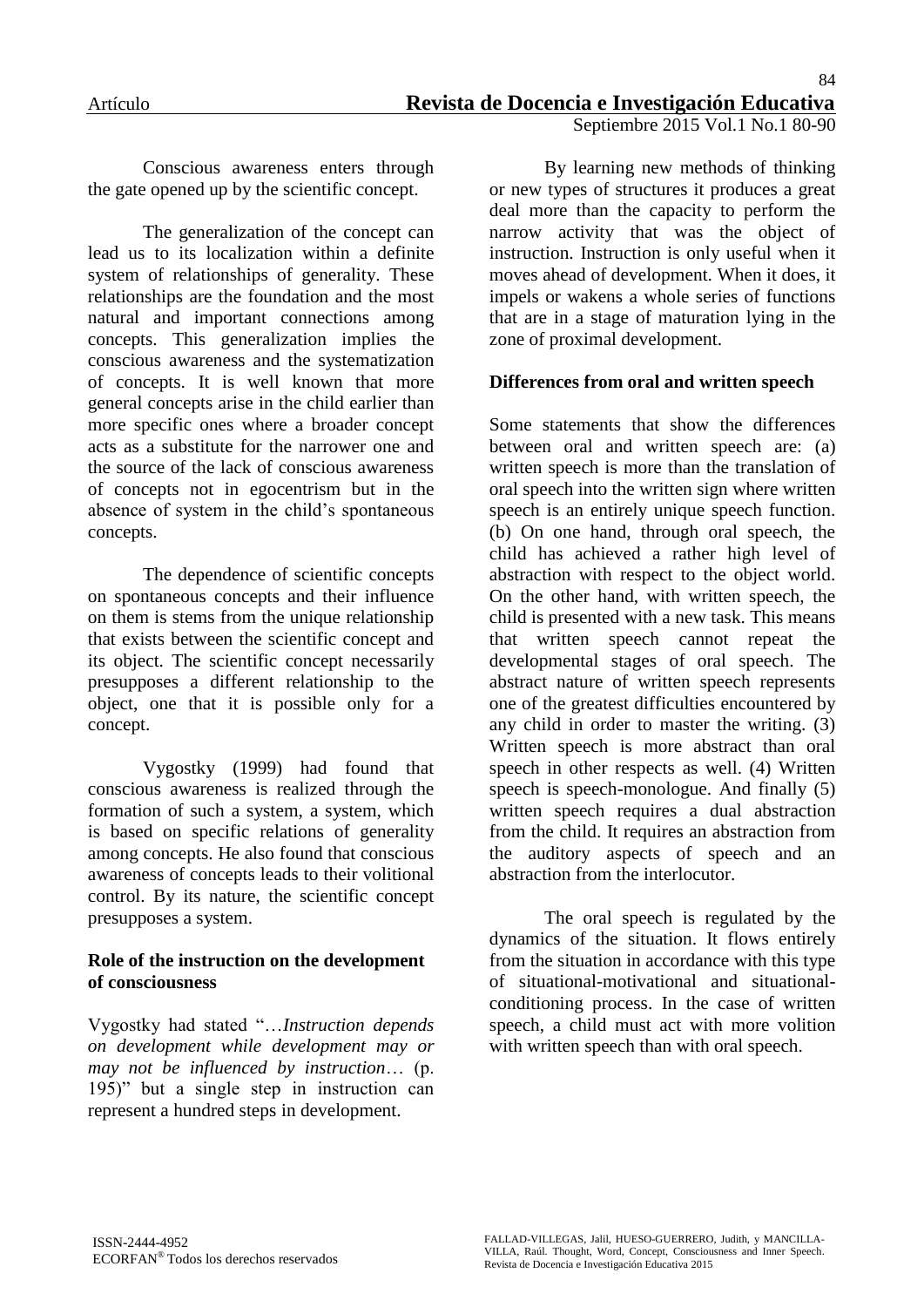Conscious awareness enters through the gate opened up by the scientific concept.

The generalization of the concept can lead us to its localization within a definite system of relationships of generality. These relationships are the foundation and the most natural and important connections among concepts. This generalization implies the conscious awareness and the systematization of concepts. It is well known that more general concepts arise in the child earlier than more specific ones where a broader concept acts as a substitute for the narrower one and the source of the lack of conscious awareness of concepts not in egocentrism but in the absence of system in the child's spontaneous concepts.

The dependence of scientific concepts on spontaneous concepts and their influence on them is stems from the unique relationship that exists between the scientific concept and its object. The scientific concept necessarily presupposes a different relationship to the object, one that it is possible only for a concept.

Vygostky (1999) had found that conscious awareness is realized through the formation of such a system, a system, which is based on specific relations of generality among concepts. He also found that conscious awareness of concepts leads to their volitional control. By its nature, the scientific concept presupposes a system.

### Role of the instruction on the development of consciousness

Vygostky had stated "…*Instruction depends on development while development may or may not be influenced by instruction*… (p. 195)" but a single step in instruction can represent a hundred steps in development.

By learning new methods of thinking or new types of structures it produces a great deal more than the capacity to perform the narrow activity that was the object of instruction. Instruction is only useful when it moves ahead of development. When it does, it impels or wakens a whole series of functions that are in a stage of maturation lying in the zone of proximal development.

### Differences from oral and written speech

Some statements that show the differences between oral and written speech are: (a) written speech is more than the translation of oral speech into the written sign where written speech is an entirely unique speech function. (b) On one hand, through oral speech, the child has achieved a rather high level of abstraction with respect to the object world. On the other hand, with written speech, the child is presented with a new task. This means that written speech cannot repeat the developmental stages of oral speech. The abstract nature of written speech represents one of the greatest difficulties encountered by any child in order to master the writing. (3) Written speech is more abstract than oral speech in other respects as well. (4) Written speech is speech-monologue. And finally (5) written speech requires a dual abstraction from the child. It requires an abstraction from the auditory aspects of speech and an abstraction from the interlocutor.

The oral speech is regulated by the dynamics of the situation. It flows entirely from the situation in accordance with this type of situational-motivational and situational-conditioning process. In the case of written speech, a child must act with more volition with written speech than with oral speech.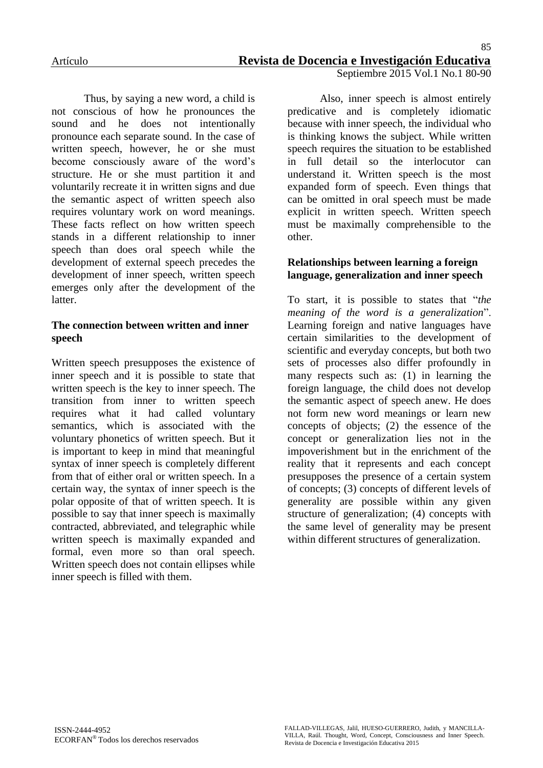Thus, by saying a new word, a child is not conscious of how he pronounces the sound and he does not intentionally pronounce each separate sound. In the case of written speech, however, he or she must become consciously aware of the word's structure. He or she must partition it and voluntarily recreate it in written signs and due the semantic aspect of written speech also requires voluntary work on word meanings. These facts reflect on how written speech stands in a different relationship to inner speech than does oral speech while the development of external speech precedes the development of inner speech, written speech emerges only after the development of the latter.

### The connection between written and inner speech

Written speech presupposes the existence of inner speech and it is possible to state that written speech is the key to inner speech. The transition from inner to written speech requires what it had called voluntary semantics, which is associated with the voluntary phonetics of written speech. But it is important to keep in mind that meaningful syntax of inner speech is completely different from that of either oral or written speech. In a certain way, the syntax of inner speech is the polar opposite of that of written speech. It is possible to say that inner speech is maximally contracted, abbreviated, and telegraphic while written speech is maximally expanded and formal, even more so than oral speech. Written speech does not contain ellipses while inner speech is filled with them.

Also, inner speech is almost entirely predicative and is completely idiomatic because with inner speech, the individual who is thinking knows the subject. While written speech requires the situation to be established in full detail so the interlocutor can understand it. Written speech is the most expanded form of speech. Even things that can be omitted in oral speech must be made explicit in written speech. Written speech must be maximally comprehensible to the other.

### Relationships between learning a foreign language, generalization and inner speech

To start, it is possible to states that "*the meaning of the word is a generalization*". Learning foreign and native languages have certain similarities to the development of scientific and everyday concepts, but both two sets of processes also differ profoundly in many respects such as: (1) in learning the foreign language, the child does not develop the semantic aspect of speech anew. He does not form new word meanings or learn new concepts of objects; (2) the essence of the concept or generalization lies not in the impoverishment but in the enrichment of the reality that it represents and each concept presupposes the presence of a certain system of concepts; (3) concepts of different levels of generality are possible within any given structure of generalization; (4) concepts with the same level of generality may be present within different structures of generalization.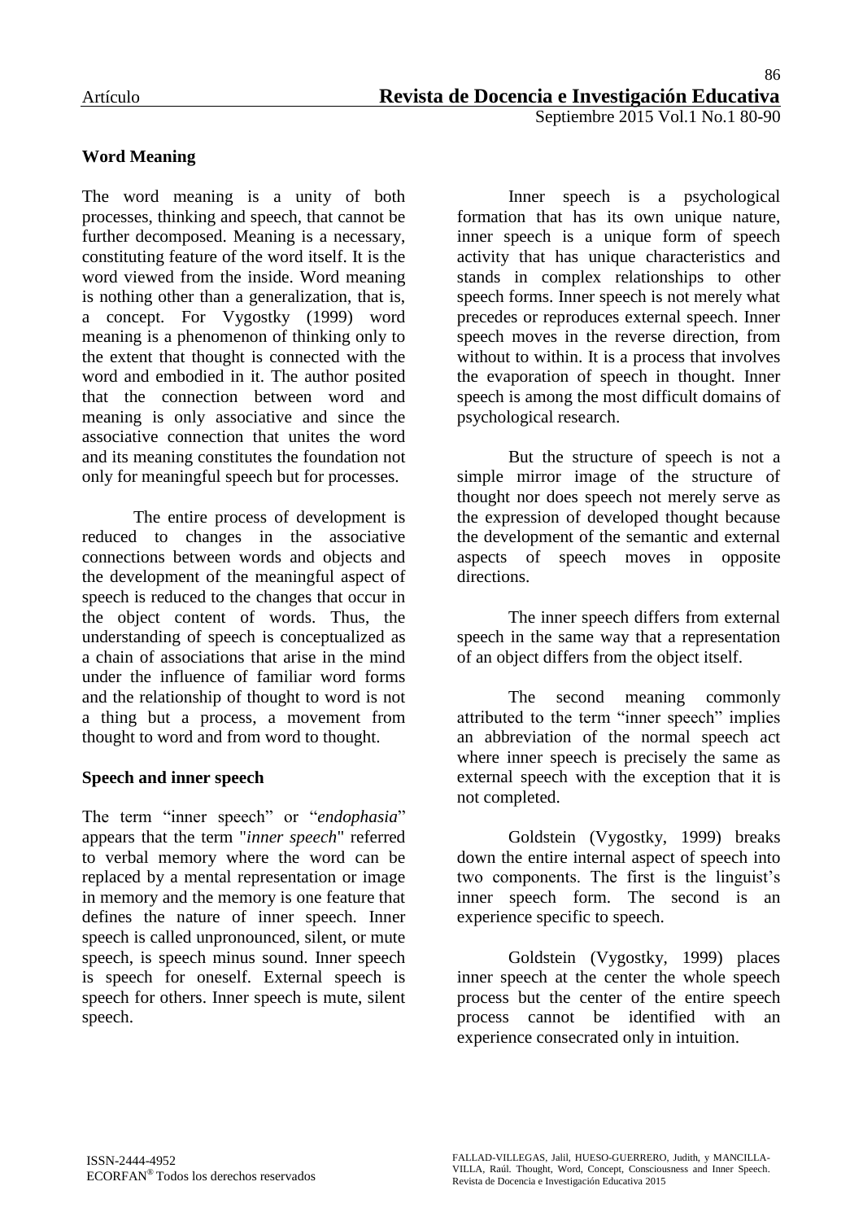## Word Meaning

The word meaning is a unity of both processes, thinking and speech, that cannot be further decomposed. Meaning is a necessary, constituting feature of the word itself. It is the word viewed from the inside. Word meaning is nothing other than a generalization, that is, a concept. For Vygostky (1999) word meaning is a phenomenon of thinking only to the extent that thought is connected with the word and embodied in it. The author posited that the connection between word and meaning is only associative and since the associative connection that unites the word and its meaning constitutes the foundation not only for meaningful speech but for processes.

The entire process of development is reduced to changes in the associative connections between words and objects and the development of the meaningful aspect of speech is reduced to the changes that occur in the object content of words. Thus, the understanding of speech is conceptualized as a chain of associations that arise in the mind under the influence of familiar word forms and the relationship of thought to word is not a thing but a process, a movement from thought to word and from word to thought.

## Speech and inner speech

The term "inner speech" or "*endophasia*" appears that the term "*inner speech*" referred to verbal memory where the word can be replaced by a mental representation or image in memory and the memory is one feature that defines the nature of inner speech. Inner speech is called unpronounced, silent, or mute speech, is speech minus sound. Inner speech is speech for oneself. External speech is speech for others. Inner speech is mute, silent speech.

Inner speech is a psychological formation that has its own unique nature, inner speech is a unique form of speech activity that has unique characteristics and stands in complex relationships to other speech forms. Inner speech is not merely what precedes or reproduces external speech. Inner speech moves in the reverse direction, from without to within. It is a process that involves the evaporation of speech in thought. Inner speech is among the most difficult domains of psychological research.

But the structure of speech is not a simple mirror image of the structure of thought nor does speech not merely serve as the expression of developed thought because the development of the semantic and external aspects of speech moves in opposite directions.

The inner speech differs from external speech in the same way that a representation of an object differs from the object itself.

The second meaning commonly attributed to the term "inner speech" implies an abbreviation of the normal speech act where inner speech is precisely the same as external speech with the exception that it is not completed.

Goldstein (Vygostky, 1999) breaks down the entire internal aspect of speech into two components. The first is the linguist's inner speech form. The second is an experience specific to speech.

Goldstein (Vygostky, 1999) places inner speech at the center the whole speech process but the center of the entire speech process cannot be identified with an experience consecrated only in intuition.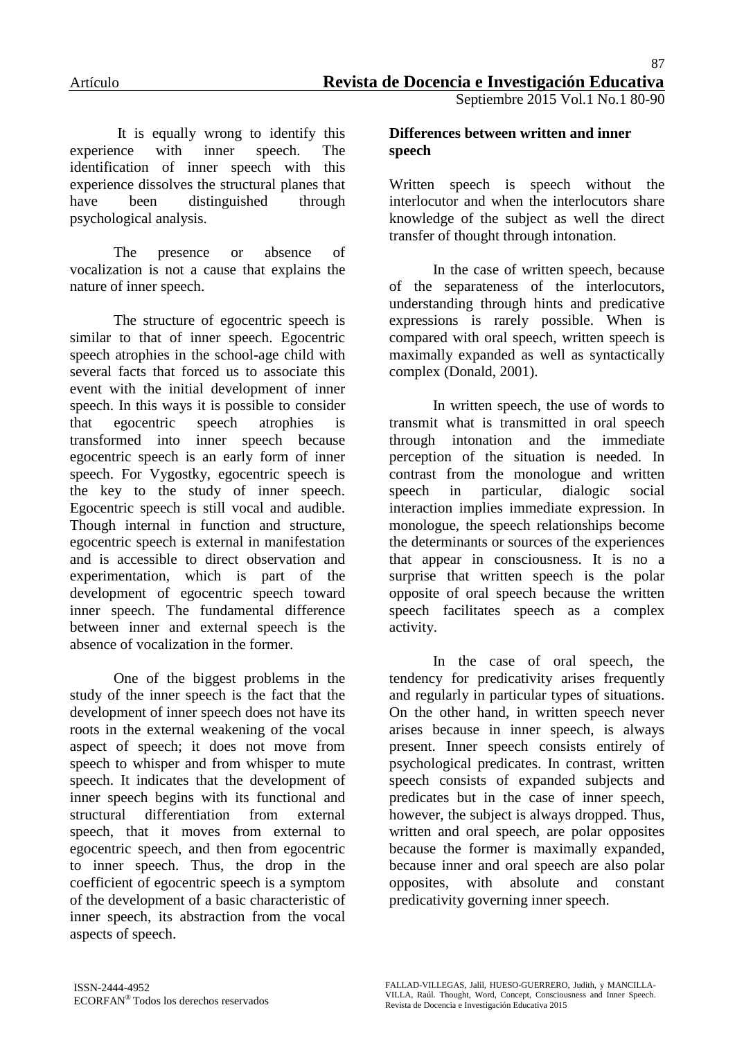It is equally wrong to identify this experience with inner speech. The identification of inner speech with this experience dissolves the structural planes that have been distinguished through psychological analysis.

The presence or absence of vocalization is not a cause that explains the nature of inner speech.

The structure of egocentric speech is similar to that of inner speech. Egocentric speech atrophies in the school-age child with several facts that forced us to associate this event with the initial development of inner speech. In this ways it is possible to consider that egocentric speech atrophies is transformed into inner speech because egocentric speech is an early form of inner speech. For Vygostky, egocentric speech is the key to the study of inner speech. Egocentric speech is still vocal and audible. Though internal in function and structure, egocentric speech is external in manifestation and is accessible to direct observation and experimentation, which is part of the development of egocentric speech toward inner speech. The fundamental difference between inner and external speech is the absence of vocalization in the former.

One of the biggest problems in the study of the inner speech is the fact that the development of inner speech does not have its roots in the external weakening of the vocal aspect of speech; it does not move from speech to whisper and from whisper to mute speech. It indicates that the development of inner speech begins with its functional and structural differentiation from external speech, that it moves from external to egocentric speech, and then from egocentric to inner speech. Thus, the drop in the coefficient of egocentric speech is a symptom of the development of a basic characteristic of inner speech, its abstraction from the vocal aspects of speech.

**Differences between written and inner speech**

Written speech is speech without the interlocutor and when the interlocutors share knowledge of the subject as well the direct transfer of thought through intonation.

In the case of written speech, because of the separateness of the interlocutors, understanding through hints and predicative expressions is rarely possible. When is compared with oral speech, written speech is maximally expanded as well as syntactically complex (Donald, 2001).

In written speech, the use of words to transmit what is transmitted in oral speech through intonation and the immediate perception of the situation is needed. In contrast from the monologue and written speech in particular, dialogic social interaction implies immediate expression. In monologue, the speech relationships become the determinants or sources of the experiences that appear in consciousness. It is no a surprise that written speech is the polar opposite of oral speech because the written speech facilitates speech as a complex activity.

In the case of oral speech, the tendency for predicativity arises frequently and regularly in particular types of situations. On the other hand, in written speech never arises because in inner speech, is always present. Inner speech consists entirely of psychological predicates. In contrast, written speech consists of expanded subjects and predicates but in the case of inner speech, however, the subject is always dropped. Thus, written and oral speech, are polar opposites because the former is maximally expanded, because inner and oral speech are also polar opposites, with absolute and constant predicativity governing inner speech.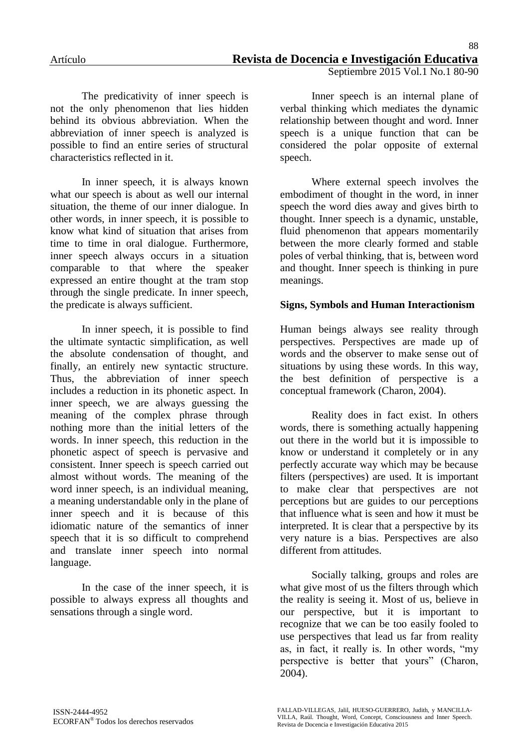The predicativity of inner speech is not the only phenomenon that lies hidden behind its obvious abbreviation. When the abbreviation of inner speech is analyzed is possible to find an entire series of structural characteristics reflected in it.

In inner speech, it is always known what our speech is about as well our internal situation, the theme of our inner dialogue. In other words, in inner speech, it is possible to know what kind of situation that arises from time to time in oral dialogue. Furthermore, inner speech always occurs in a situation comparable to that where the speaker expressed an entire thought at the tram stop through the single predicate. In inner speech, the predicate is always sufficient.

In inner speech, it is possible to find the ultimate syntactic simplification, as well the absolute condensation of thought, and finally, an entirely new syntactic structure. Thus, the abbreviation of inner speech includes a reduction in its phonetic aspect. In inner speech, we are always guessing the meaning of the complex phrase through nothing more than the initial letters of the words. In inner speech, this reduction in the phonetic aspect of speech is pervasive and consistent. Inner speech is speech carried out almost without words. The meaning of the word inner speech, is an individual meaning, a meaning understandable only in the plane of inner speech and it is because of this idiomatic nature of the semantics of inner speech that it is so difficult to comprehend and translate inner speech into normal language.

In the case of the inner speech, it is possible to always express all thoughts and sensations through a single word.

Inner speech is an internal plane of verbal thinking which mediates the dynamic relationship between thought and word. Inner speech is a unique function that can be considered the polar opposite of external speech.

Where external speech involves the embodiment of thought in the word, in inner speech the word dies away and gives birth to thought. Inner speech is a dynamic, unstable, fluid phenomenon that appears momentarily between the more clearly formed and stable poles of verbal thinking, that is, between word and thought. Inner speech is thinking in pure meanings.

**Signs, Symbols and Human Interactionism**

Human beings always see reality through perspectives. Perspectives are made up of words and the observer to make sense out of situations by using these words. In this way, the best definition of perspective is a conceptual framework (Charon, 2004).

Reality does in fact exist. In others words, there is something actually happening out there in the world but it is impossible to know or understand it completely or in any perfectly accurate way which may be because filters (perspectives) are used. It is important to make clear that perspectives are not perceptions but are guides to our perceptions that influence what is seen and how it must be interpreted. It is clear that a perspective by its very nature is a bias. Perspectives are also different from attitudes.

Socially talking, groups and roles are what give most of us the filters through which the reality is seeing it. Most of us, believe in our perspective, but it is important to recognize that we can be too easily fooled to use perspectives that lead us far from reality as, in fact, it really is. In other words, "my perspective is better that yours" (Charon, 2004).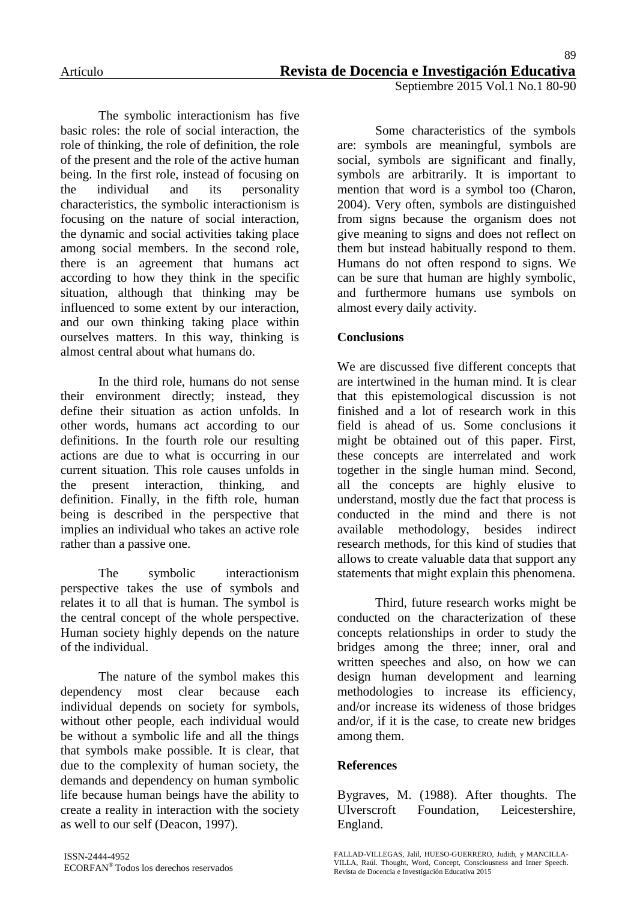The symbolic interactionism has five basic roles: the role of social interaction, the role of thinking, the role of definition, the role of the present and the role of the active human being. In the first role, instead of focusing on the individual and its personality characteristics, the symbolic interactionism is focusing on the nature of social interaction, the dynamic and social activities taking place among social members. In the second role, there is an agreement that humans act according to how they think in the specific situation, although that thinking may be influenced to some extent by our interaction, and our own thinking taking place within ourselves matters. In this way, thinking is almost central about what humans do.

In the third role, humans do not sense their environment directly; instead, they define their situation as action unfolds. In other words, humans act according to our definitions. In the fourth role our resulting actions are due to what is occurring in our current situation. This role causes unfolds in the present interaction, thinking, and definition. Finally, in the fifth role, human being is described in the perspective that implies an individual who takes an active role rather than a passive one.

The symbolic interactionism perspective takes the use of symbols and relates it to all that is human. The symbol is the central concept of the whole perspective. Human society highly depends on the nature of the individual.

The nature of the symbol makes this dependency most clear because each individual depends on society for symbols, without other people, each individual would be without a symbolic life and all the things that symbols make possible. It is clear, that due to the complexity of human society, the demands and dependency on human symbolic life because human beings have the ability to create a reality in interaction with the society as well to our self (Deacon, 1997).

Some characteristics of the symbols are: symbols are meaningful, symbols are social, symbols are significant and finally, symbols are arbitrarily. It is important to mention that word is a symbol too (Charon, 2004). Very often, symbols are distinguished from signs because the organism does not give meaning to signs and does not reflect on them but instead habitually respond to them. Humans do not often respond to signs. We can be sure that human are highly symbolic, and furthermore humans use symbols on almost every daily activity.

## Conclusions

We are discussed five different concepts that are intertwined in the human mind. It is clear that this epistemological discussion is not finished and a lot of research work in this field is ahead of us. Some conclusions it might be obtained out of this paper. First, these concepts are interrelated and work together in the single human mind. Second, all the concepts are highly elusive to understand, mostly due the fact that process is conducted in the mind and there is not available methodology, besides indirect research methods, for this kind of studies that allows to create valuable data that support any statements that might explain this phenomena.

Third, future research works might be conducted on the characterization of these concepts relationships in order to study the bridges among the three; inner, oral and written speeches and also, on how we can design human development and learning methodologies to increase its efficiency, and/or increase its wideness of those bridges and/or, if it is the case, to create new bridges among them.

## References

Bygraves, M. (1988). After thoughts. The Ulverscroft Foundation, Leicestershire, England.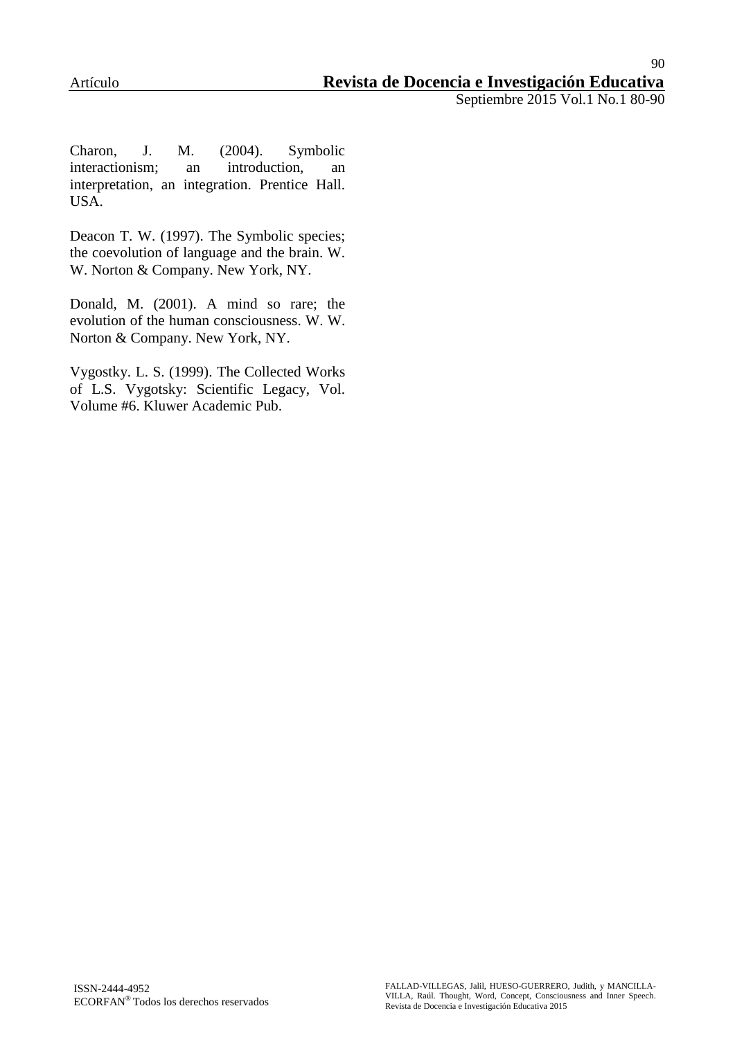Charon, J. M. (2004). Symbolic interactionism; an introduction, an interpretation, an integration. Prentice Hall. USA.

Deacon T. W. (1997). The Symbolic species; the coevolution of language and the brain. W. W. Norton & Company. New York, NY.

Donald, M. (2001). A mind so rare; the evolution of the human consciousness. W. W. Norton & Company. New York, NY.

Vygostky. L. S. (1999). The Collected Works of L.S. Vygotsky: Scientific Legacy, Vol. Volume #6. Kluwer Academic Pub.